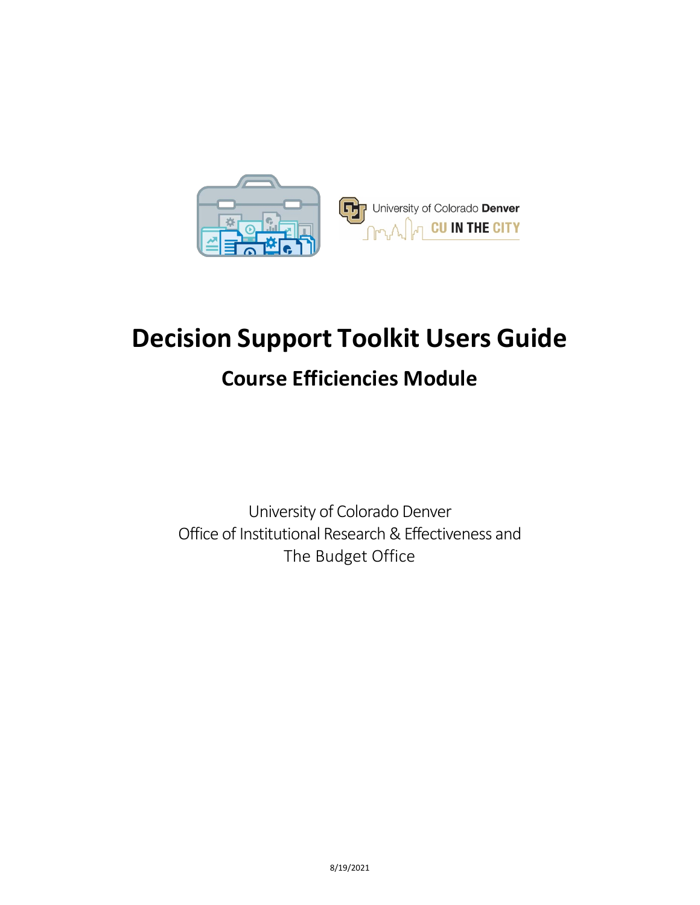# Decision Support Toolkit Users Guide

## Course Efficiencies Module

University of Colorado Denver
Office of Institutional Research & Effectiveness and
The Budget Office

8/19/2021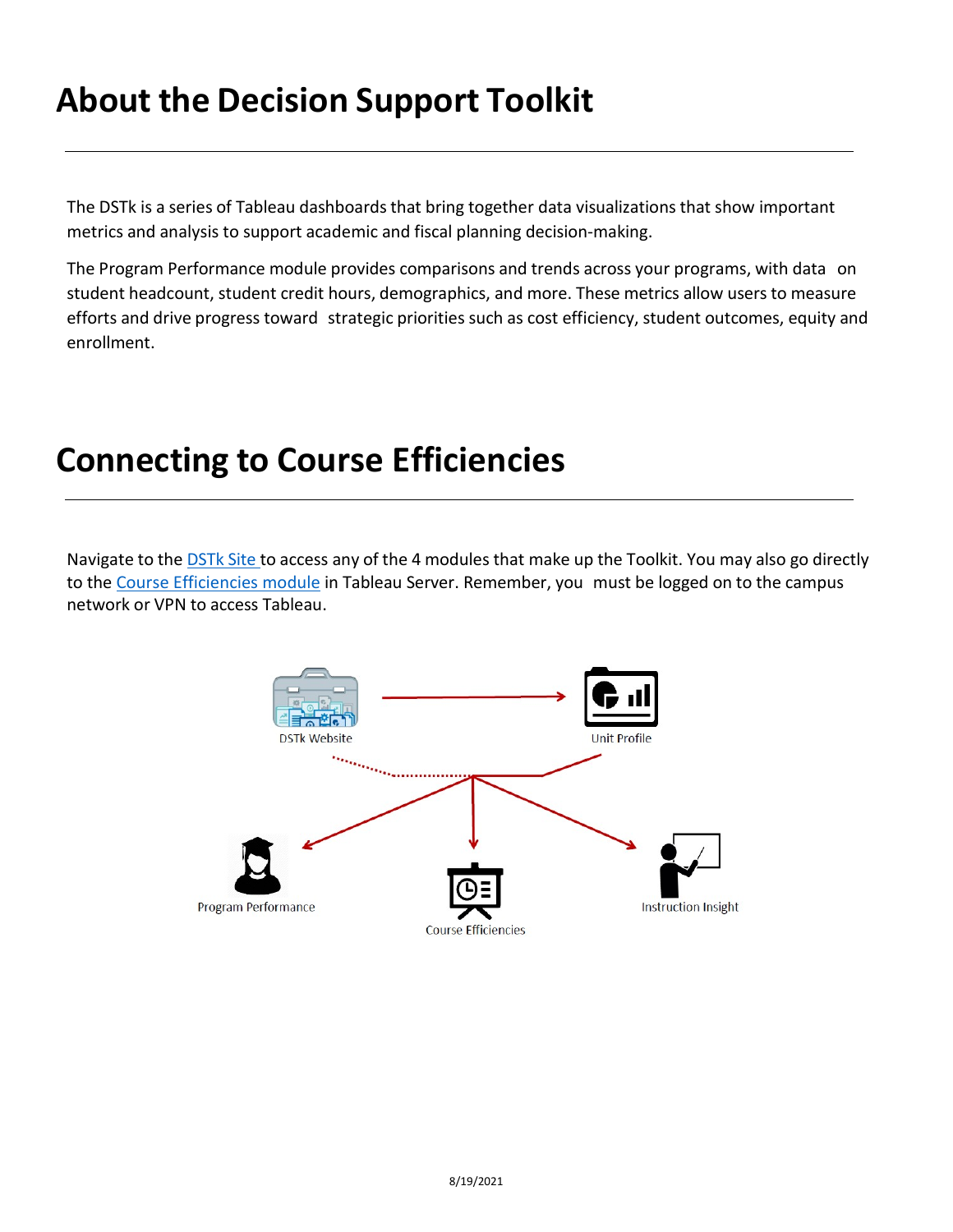# About the Decision Support Toolkit

The DSTk is a series of Tableau dashboards that bring together data visualizations that show important metrics and analysis to support academic and fiscal planning decision-making.

The Program Performance module provides comparisons and trends across your programs, with data on student headcount, student credit hours, demographics, and more. These metrics allow users to measure efforts and drive progress toward strategic priorities such as cost efficiency, student outcomes, equity and enrollment.

# Connecting to Course Efficiencies

Navigate to the DSTk Site to access any of the 4 modules that make up the Toolkit. You may also go directly to the Course Efficiencies module in Tableau Server. Remember, you must be logged on to the campus network or VPN to access Tableau.

DSTk Website

Unit Profile

Program Performance

Course Efficiencies

Instruction Insight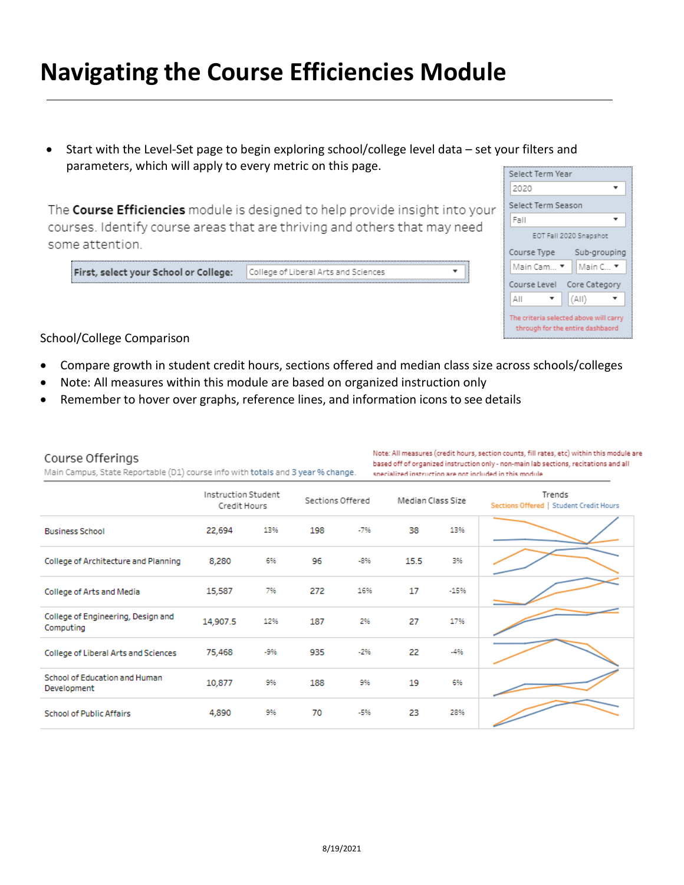# Navigating the Course Efficiencies Module

- Start with the Level-Set page to begin exploring school/college level data – set your filters and parameters, which will apply to every metric on this page.

The **Course Efficiencies** module is designed to help provide insight into your courses. Identify course areas that are thriving and others that may need some attention.

**First, select your School or College:** College of Liberal Arts and Sciences

Select Term Year: 2020
Select Term Season: Fall
EOT Fall 2020 Snapshot
Course Type: Main Cam... | Sub-grouping: Main C...
Course Level: All | Core Category: (All)
The criteria selected above will carry through for the entire dashboard

School/College Comparison

- Compare growth in student credit hours, sections offered and median class size across schools/colleges
- Note: All measures within this module are based on organized instruction only
- Remember to hover over graphs, reference lines, and information icons to see details

**Course Offerings**

Main Campus, State Reportable (D1) course info with totals and 3 year % change.

Note: All measures (credit hours, section counts, fill rates, etc) within this module are based off of organized instruction only - non-main lab sections, recitations and all specialized instruction are not included in this module

| | Instruction Student Credit Hours | | Sections Offered | | Median Class Size | | Trends (Sections Offered \| Student Credit Hours) |
|---|---|---|---|---|---|---|---|
| Business School | 22,694 | 13% | 198 | -7% | 38 | 13% | |
| College of Architecture and Planning | 8,280 | 6% | 96 | -8% | 15.5 | 3% | |
| College of Arts and Media | 15,587 | 7% | 272 | 16% | 17 | -15% | |
| College of Engineering, Design and Computing | 14,907.5 | 12% | 187 | 2% | 27 | 17% | |
| College of Liberal Arts and Sciences | 75,468 | -9% | 935 | -2% | 22 | -4% | |
| School of Education and Human Development | 10,877 | 9% | 188 | 9% | 19 | 6% | |
| School of Public Affairs | 4,890 | 9% | 70 | -5% | 23 | 28% | |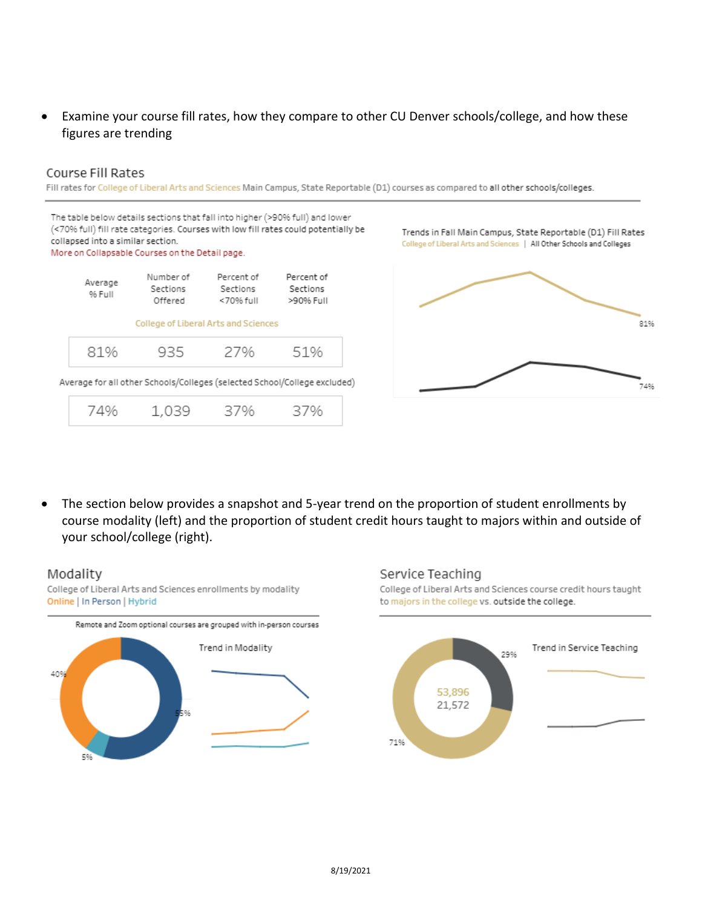- Examine your course fill rates, how they compare to other CU Denver schools/college, and how these figures are trending

## Course Fill Rates

Fill rates for College of Liberal Arts and Sciences Main Campus, State Reportable (D1) courses as compared to all other schools/colleges.

The table below details sections that fall into higher (>90% full) and lower (<70% full) fill rate categories. Courses with low fill rates could potentially be collapsed into a similar section.
More on Collapsable Courses on the Detail page.

| | Average % Full | Number of Sections Offered | Percent of Sections <70% full | Percent of Sections >90% Full |
|---|---|---|---|---|
| College of Liberal Arts and Sciences | 81% | 935 | 27% | 51% |
| Average for all other Schools/Colleges (selected School/College excluded) | 74% | 1,039 | 37% | 37% |

Trends in Fall Main Campus, State Reportable (D1) Fill Rates
College of Liberal Arts and Sciences | All Other Schools and Colleges

81%

74%

- The section below provides a snapshot and 5-year trend on the proportion of student enrollments by course modality (left) and the proportion of student credit hours taught to majors within and outside of your school/college (right).

## Modality

College of Liberal Arts and Sciences enrollments by modality
Online | In Person | Hybrid

Remote and Zoom optional courses are grouped with in-person courses

40%

55%

5%

Trend in Modality

## Service Teaching

College of Liberal Arts and Sciences course credit hours taught to majors in the college vs. outside the college.

53,896
21,572

29%

71%

Trend in Service Teaching

8/19/2021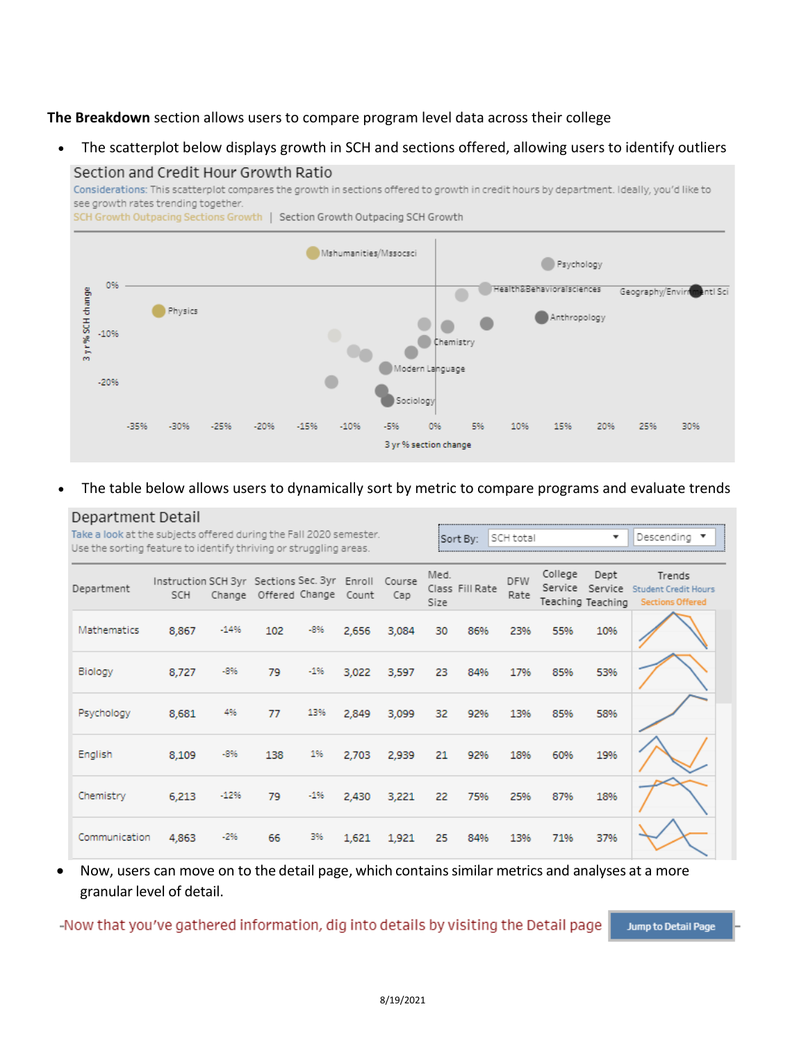**The Breakdown** section allows users to compare program level data across their college

- The scatterplot below displays growth in SCH and sections offered, allowing users to identify outliers

Section and Credit Hour Growth Ratio

Considerations: This scatterplot compares the growth in sections offered to growth in credit hours by department. Ideally, you'd like to see growth rates trending together.

SCH Growth Outpacing Sections Growth | Section Growth Outpacing SCH Growth

- The table below allows users to dynamically sort by metric to compare programs and evaluate trends

Department Detail

Take a look at the subjects offered during the Fall 2020 semester.
Use the sorting feature to identify thriving or struggling areas.

Sort By: SCH total | Descending

| Department | Instruction SCH | SCH 3yr Change | Sections Offered | Sec. 3yr Change | Enroll Count | Course Cap | Med. Class Size | Fill Rate | DFW Rate | College Service Teaching | Dept Service Teaching | Trends Student Credit Hours Sections Offered |
|---|---|---|---|---|---|---|---|---|---|---|---|---|
| Mathematics | 8,867 | -14% | 102 | -8% | 2,656 | 3,084 | 30 | 86% | 23% | 55% | 10% | |
| Biology | 8,727 | -8% | 79 | -1% | 3,022 | 3,597 | 23 | 84% | 17% | 85% | 53% | |
| Psychology | 8,681 | 4% | 77 | 13% | 2,849 | 3,099 | 32 | 92% | 13% | 85% | 58% | |
| English | 8,109 | -8% | 138 | 1% | 2,703 | 2,939 | 21 | 92% | 18% | 60% | 19% | |
| Chemistry | 6,213 | -12% | 79 | -1% | 2,430 | 3,221 | 22 | 75% | 25% | 87% | 18% | |
| Communication | 4,863 | -2% | 66 | 3% | 1,621 | 1,921 | 25 | 84% | 13% | 71% | 37% | |

- Now, users can move on to the detail page, which contains similar metrics and analyses at a more granular level of detail.

-Now that you've gathered information, dig into details by visiting the Detail page **Jump to Detail Page** -

8/19/2021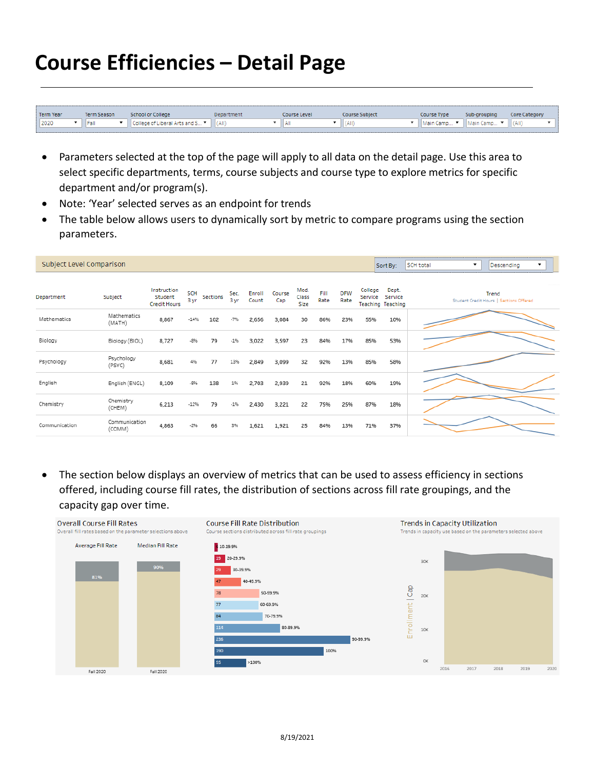# Course Efficiencies – Detail Page

| Term Year | Term Season | School or College | Department | Course Level | Course Subject | Course Type | Sub-grouping | Core Category |
|---|---|---|---|---|---|---|---|---|
| 2020 | Fall | College of Liberal Arts and S... | (All) | All | (All) | Main Camp... | Main Camp... | (All) |

- Parameters selected at the top of the page will apply to all data on the detail page. Use this area to select specific departments, terms, course subjects and course type to explore metrics for specific department and/or program(s).
- Note: 'Year' selected serves as an endpoint for trends
- The table below allows users to dynamically sort by metric to compare programs using the section parameters.

Subject Level Comparison — Sort By: SCH total — Descending

| Department | Subject | Instruction Student Credit Hours | SCH 3 yr | Sections | Sec. 3 yr | Enroll Count | Course Cap | Med. Class Size | Fill Rate | DFW Rate | College Service Teaching | Dept. Service Teaching | Trend (Student Credit Hours / Sections Offered) |
|---|---|---|---|---|---|---|---|---|---|---|---|---|---|
| Mathematics | Mathematics (MATH) | 8,867 | -14% | 102 | -7% | 2,656 | 3,084 | 30 | 86% | 23% | 55% | 10% | |
| Biology | Biology (BIOL) | 8,727 | -8% | 79 | -1% | 3,022 | 3,597 | 23 | 84% | 17% | 85% | 53% | |
| Psychology | Psychology (PSYC) | 8,681 | 4% | 77 | 13% | 2,849 | 3,099 | 32 | 92% | 13% | 85% | 58% | |
| English | English (ENGL) | 8,109 | -8% | 138 | 1% | 2,703 | 2,939 | 21 | 92% | 18% | 60% | 19% | |
| Chemistry | Chemistry (CHEM) | 6,213 | -12% | 79 | -1% | 2,430 | 3,221 | 22 | 75% | 25% | 87% | 18% | |
| Communication | Communication (COMM) | 4,863 | -2% | 66 | 3% | 1,621 | 1,921 | 25 | 84% | 13% | 71% | 37% | |

- The section below displays an overview of metrics that can be used to assess efficiency in sections offered, including course fill rates, the distribution of sections across fill rate groupings, and the capacity gap over time.

**Overall Course Fill Rates**
Overall fill rates based on the parameter selections above

| | Average Fill Rate | Median Fill Rate |
|---|---|---|
| Fall 2020 | 81% | 90% |

**Course Fill Rate Distribution**
Course sections distributed across fill rate groupings

| Fill Rate Grouping | Sections |
|---|---|
| 10-19.9% | |
| 20-29.9% | 19 |
| 30-39.9% | 29 |
| 40-49.9% | 47 |
| 50-59.9% | 78 |
| 60-69.9% | 77 |
| 70-79.9% | 84 |
| 80-89.9% | 114 |
| 90-99.9% | 236 |
| 100% | 190 |
| >100% | 55 |

**Trends in Capacity Utilization**
Trends in capacity use based on the parameters selected above

Enrollment | Cap (0K–30K), 2016–2020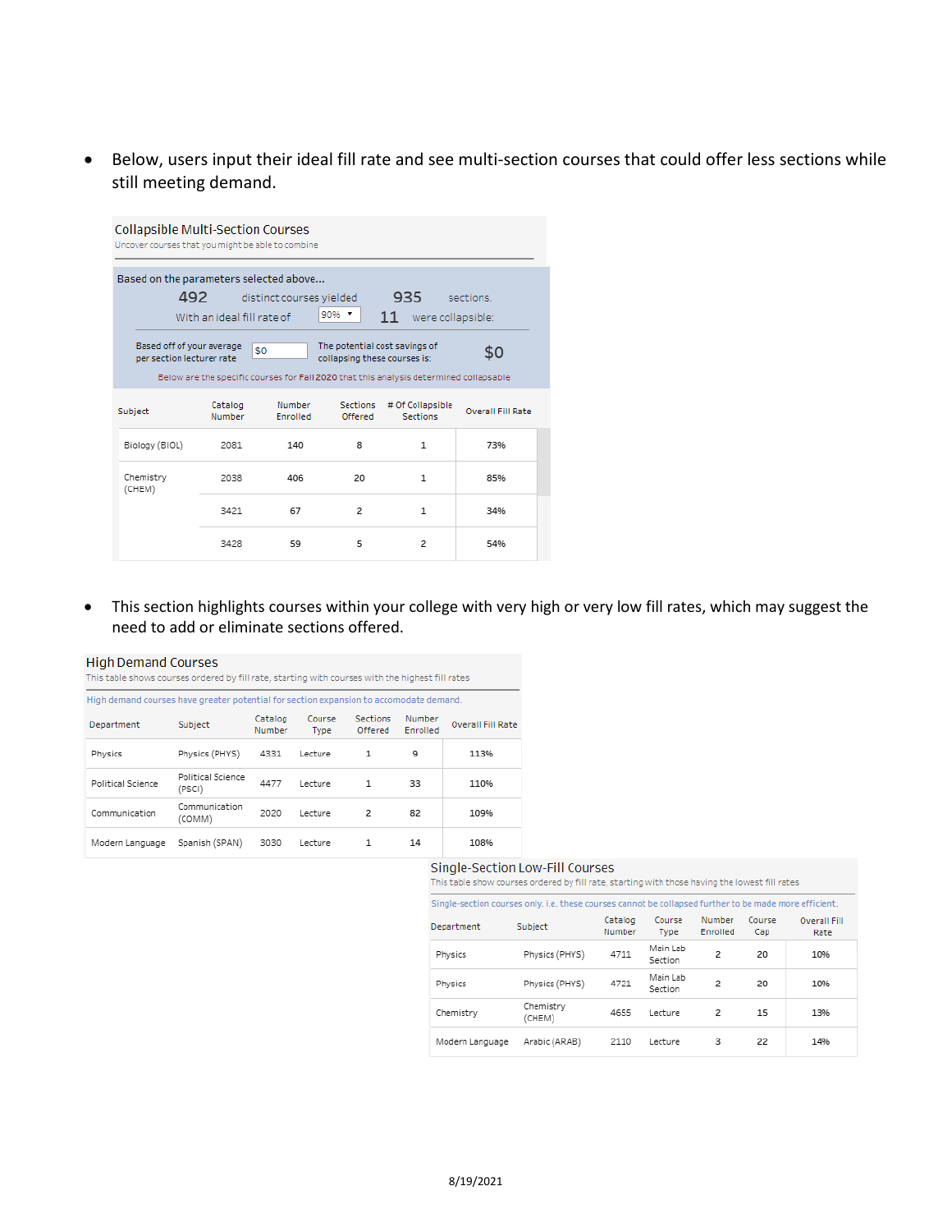- Below, users input their ideal fill rate and see multi-section courses that could offer less sections while still meeting demand.

### Collapsible Multi-Section Courses

Uncover courses that you might be able to combine

Based on the parameters selected above...

492 distinct courses yielded 935 sections.

With an ideal fill rate of 90% 11 were collapsible:

Based off of your average per section lecturer rate $0

The potential cost savings of collapsing these courses is: $0

Below are the specific courses for Fall 2020 that this analysis determined collapsable

| Subject | Catalog Number | Number Enrolled | Sections Offered | # Of Collapsible Sections | Overall Fill Rate |
|---|---|---|---|---|---|
| Biology (BIOL) | 2081 | 140 | 8 | 1 | 73% |
| Chemistry (CHEM) | 2038 | 406 | 20 | 1 | 85% |
| | 3421 | 67 | 2 | 1 | 34% |
| | 3428 | 59 | 5 | 2 | 54% |

- This section highlights courses within your college with very high or very low fill rates, which may suggest the need to add or eliminate sections offered.

### High Demand Courses

This table shows courses ordered by fill rate, starting with courses with the highest fill rates

High demand courses have greater potential for section expansion to accomodate demand.

| Department | Subject | Catalog Number | Course Type | Sections Offered | Number Enrolled | Overall Fill Rate |
|---|---|---|---|---|---|---|
| Physics | Physics (PHYS) | 4331 | Lecture | 1 | 9 | 113% |
| Political Science | Political Science (PSCI) | 4477 | Lecture | 1 | 33 | 110% |
| Communication | Communication (COMM) | 2020 | Lecture | 2 | 82 | 109% |
| Modern Language | Spanish (SPAN) | 3030 | Lecture | 1 | 14 | 108% |

### Single-Section Low-Fill Courses

This table show courses ordered by fill rate, starting with those having the lowest fill rates

Single-section courses only. i.e. these courses cannot be collapsed further to be made more efficient.

| Department | Subject | Catalog Number | Course Type | Number Enrolled | Course Cap | Overall Fill Rate |
|---|---|---|---|---|---|---|
| Physics | Physics (PHYS) | 4711 | Main Lab Section | 2 | 20 | 10% |
| Physics | Physics (PHYS) | 4721 | Main Lab Section | 2 | 20 | 10% |
| Chemistry | Chemistry (CHEM) | 4655 | Lecture | 2 | 15 | 13% |
| Modern Language | Arabic (ARAB) | 2110 | Lecture | 3 | 22 | 14% |

8/19/2021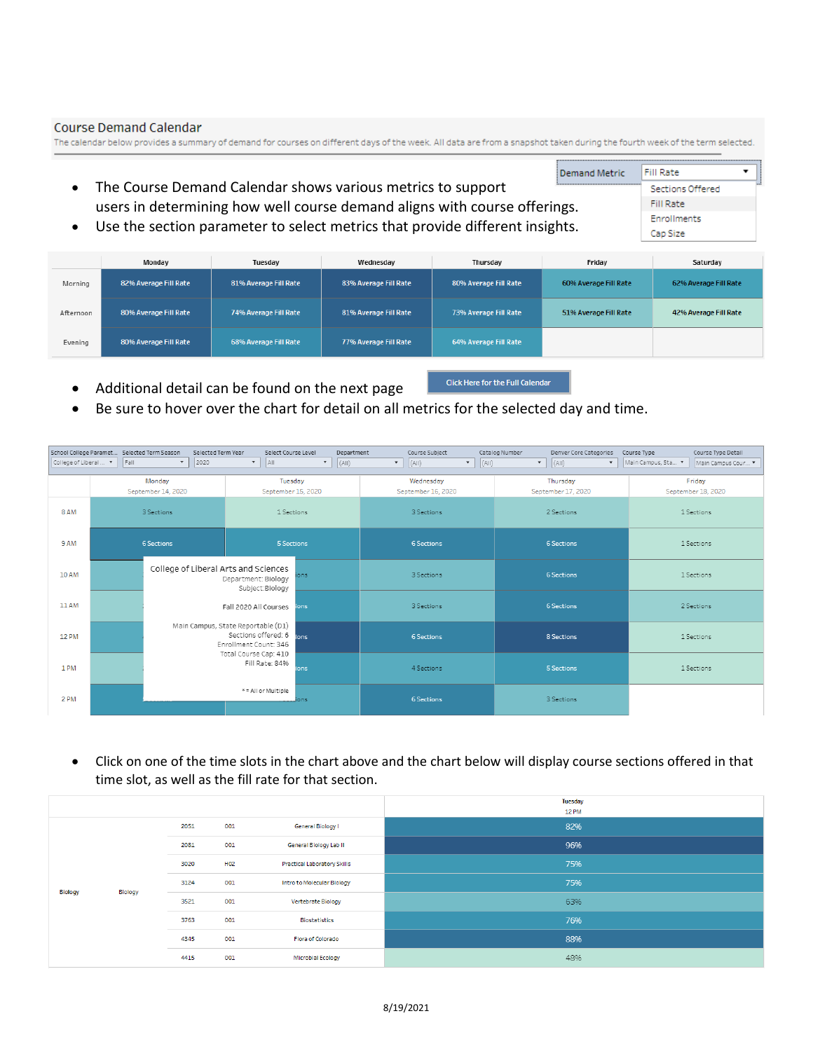## Course Demand Calendar

The calendar below provides a summary of demand for courses on different days of the week. All data are from a snapshot taken during the fourth week of the term selected.

Demand Metric: Fill Rate
- Sections Offered
- Fill Rate
- Enrollments
- Cap Size

- The Course Demand Calendar shows various metrics to support users in determining how well course demand aligns with course offerings.
- Use the section parameter to select metrics that provide different insights.

| | Monday | Tuesday | Wednesday | Thursday | Friday | Saturday |
|---|---|---|---|---|---|---|
| Morning | 82% Average Fill Rate | 81% Average Fill Rate | 83% Average Fill Rate | 80% Average Fill Rate | 60% Average Fill Rate | 62% Average Fill Rate |
| Afternoon | 80% Average Fill Rate | 74% Average Fill Rate | 81% Average Fill Rate | 73% Average Fill Rate | 51% Average Fill Rate | 42% Average Fill Rate |
| Evening | 80% Average Fill Rate | 68% Average Fill Rate | 77% Average Fill Rate | 64% Average Fill Rate | | |

- Additional detail can be found on the next page

Click Here for the Full Calendar

- Be sure to hover over the chart for detail on all metrics for the selected day and time.

School College Paramet...: College of Liberal ... | Selected Term Season: Fall | Selected Term Year: 2020 | Select Course Level: All | Department: (All) | Course Subject: (All) | Catalog Number: (All) | Denver Core Categories: (All) | Course Type: Main Campus, Sta... | Course Type Detail: Main Campus Cour...

| | Monday September 14, 2020 | Tuesday September 15, 2020 | Wednesday September 16, 2020 | Thursday September 17, 2020 | Friday September 18, 2020 |
|---|---|---|---|---|---|
| 8 AM | 3 Sections | 1 Sections | 3 Sections | 2 Sections | 1 Sections |
| 9 AM | 6 Sections | 5 Sections | 6 Sections | 6 Sections | 1 Sections |
| 10 AM | | ...ions | 3 Sections | 6 Sections | 1 Sections |
| 11 AM | | ...ions | 3 Sections | 6 Sections | 2 Sections |
| 12 PM | | ...ions | 6 Sections | 8 Sections | 1 Sections |
| 1 PM | | ...ions | 4 Sections | 5 Sections | 1 Sections |
| 2 PM | | ...ions | 6 Sections | 3 Sections | |

College of Liberal Arts and Sciences
Department: Biology
Subject: Biology

Fall 2020 All Courses

Main Campus, State Reportable (D1)
Sections offered: 6
Enrollment Count: 346
Total Course Cap: 410
Fill Rate: 84%

* = All or Multiple

- Click on one of the time slots in the chart above and the chart below will display course sections offered in that time slot, as well as the fill rate for that section.

| | | | | | Tuesday 12 PM |
|---|---|---|---|---|---|
| Biology | Biology | 2051 | 001 | General Biology I | 82% |
| | | 2081 | 001 | General Biology Lab II | 96% |
| | | 3020 | H02 | Practical Laboratory Skills | 75% |
| | | 3124 | 001 | Intro to Molecular Biology | 75% |
| | | 3521 | 001 | Vertebrate Biology | 63% |
| | | 3763 | 001 | Biostatistics | 76% |
| | | 4345 | 001 | Flora of Colorado | 88% |
| | | 4415 | 001 | Microbial Ecology | 48% |

8/19/2021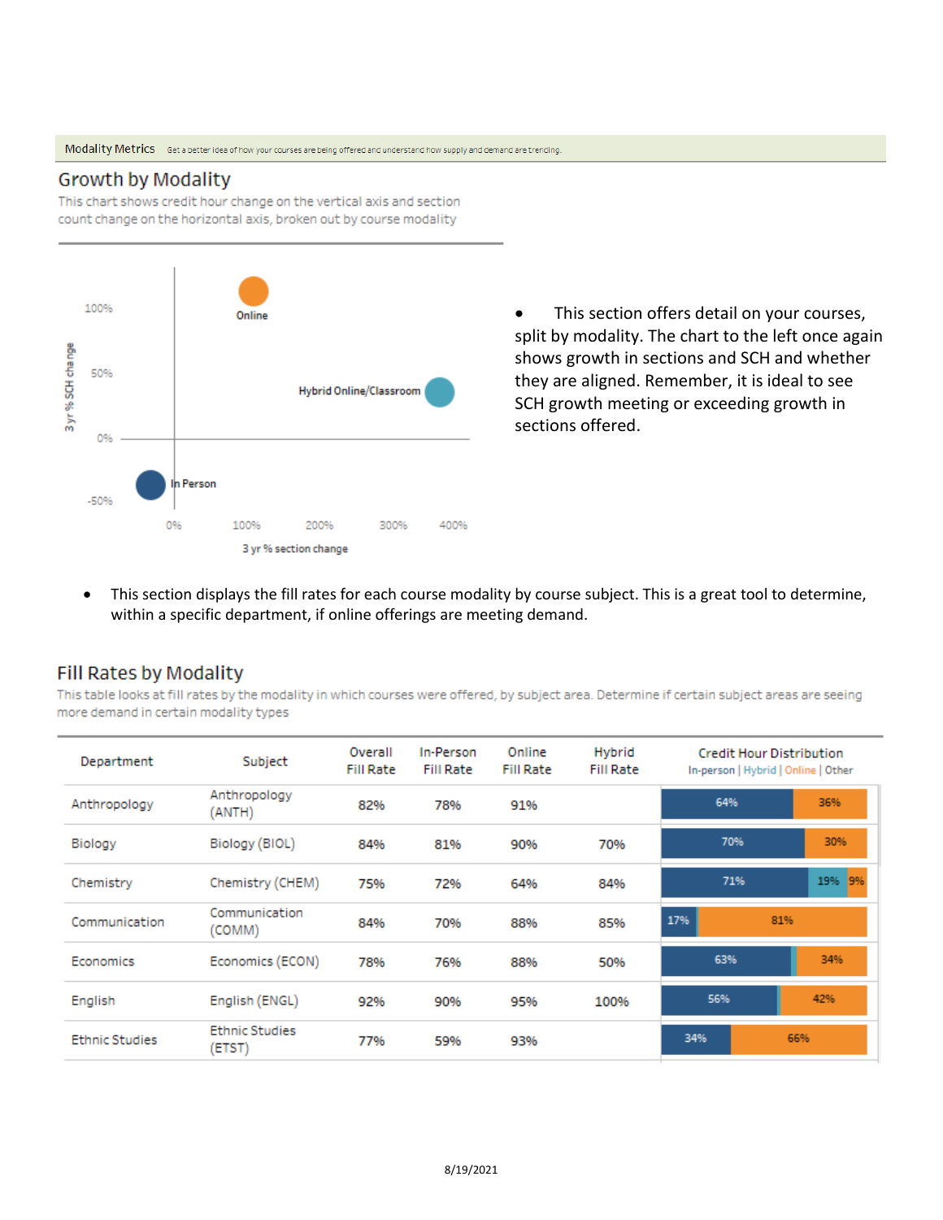Modality Metrics Get a better idea of how your courses are being offered and understand how supply and demand are trending.

## Growth by Modality

This chart shows credit hour change on the vertical axis and section count change on the horizontal axis, broken out by course modality

- This section offers detail on your courses, split by modality. The chart to the left once again shows growth in sections and SCH and whether they are aligned. Remember, it is ideal to see SCH growth meeting or exceeding growth in sections offered.

- This section displays the fill rates for each course modality by course subject. This is a great tool to determine, within a specific department, if online offerings are meeting demand.

## Fill Rates by Modality

This table looks at fill rates by the modality in which courses were offered, by subject area. Determine if certain subject areas are seeing more demand in certain modality types

| Department | Subject | Overall Fill Rate | In-Person Fill Rate | Online Fill Rate | Hybrid Fill Rate | Credit Hour Distribution In-person \| Hybrid \| Online \| Other |
|---|---|---|---|---|---|---|
| Anthropology | Anthropology (ANTH) | 82% | 78% | 91% | | 64% \| 36% |
| Biology | Biology (BIOL) | 84% | 81% | 90% | 70% | 70% \| 30% |
| Chemistry | Chemistry (CHEM) | 75% | 72% | 64% | 84% | 71% \| 19% \| 9% |
| Communication | Communication (COMM) | 84% | 70% | 88% | 85% | 17% \| 81% |
| Economics | Economics (ECON) | 78% | 76% | 88% | 50% | 63% \| 34% |
| English | English (ENGL) | 92% | 90% | 95% | 100% | 56% \| 42% |
| Ethnic Studies | Ethnic Studies (ETST) | 77% | 59% | 93% | | 34% \| 66% |

8/19/2021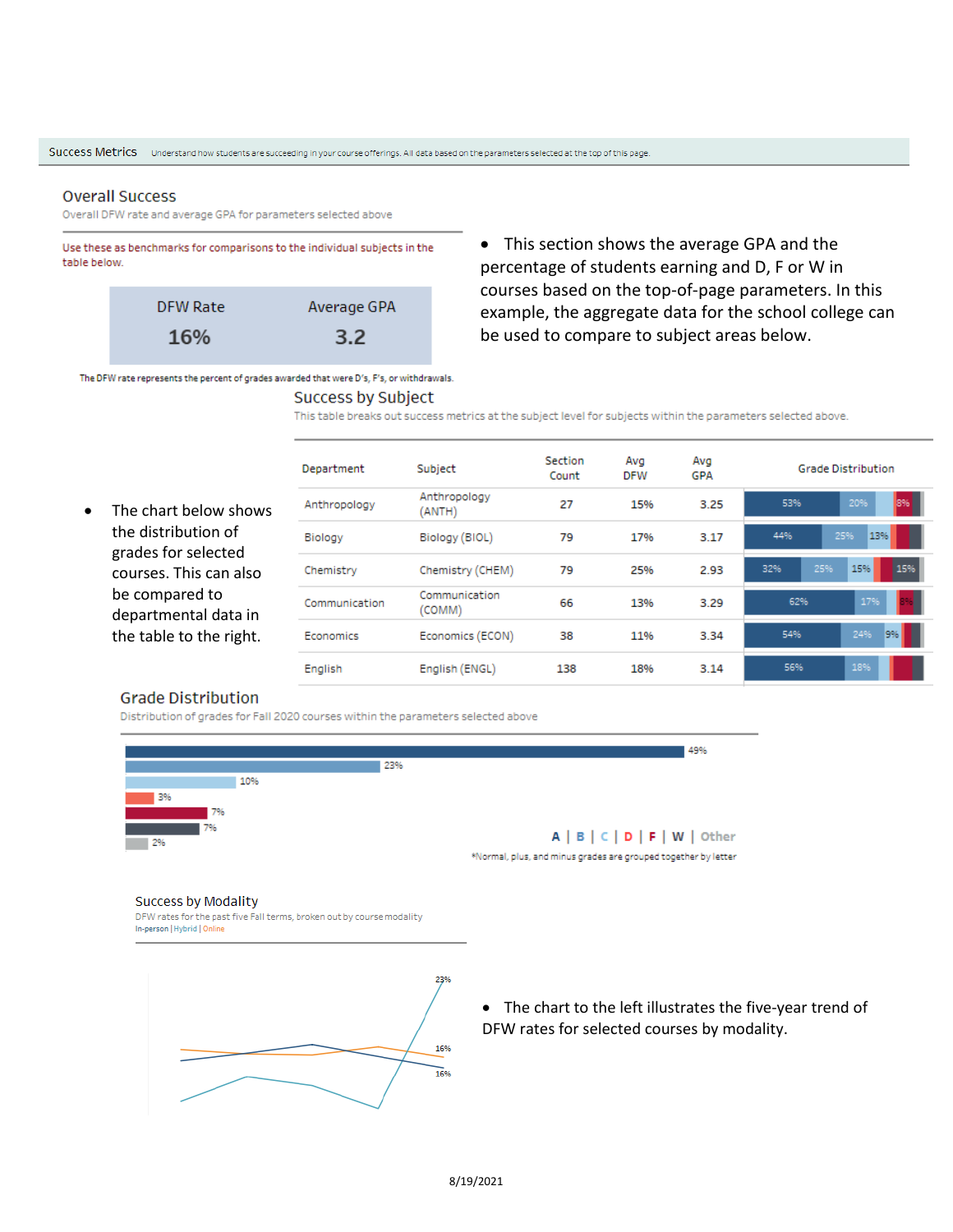Success Metrics Understand how students are succeeding in your course offerings. All data based on the parameters selected at the top of this page.

## Overall Success

Overall DFW rate and average GPA for parameters selected above

Use these as benchmarks for comparisons to the individual subjects in the table below.

| DFW Rate | Average GPA |
|---|---|
| 16% | 3.2 |

The DFW rate represents the percent of grades awarded that were D's, F's, or withdrawals.

- This section shows the average GPA and the percentage of students earning and D, F or W in courses based on the top-of-page parameters. In this example, the aggregate data for the school college can be used to compare to subject areas below.

## Success by Subject

This table breaks out success metrics at the subject level for subjects within the parameters selected above.

| Department | Subject | Section Count | Avg DFW | Avg GPA | Grade Distribution |
|---|---|---|---|---|---|
| Anthropology | Anthropology (ANTH) | 27 | 15% | 3.25 | 53% 20% 8% |
| Biology | Biology (BIOL) | 79 | 17% | 3.17 | 44% 25% 13% |
| Chemistry | Chemistry (CHEM) | 79 | 25% | 2.93 | 32% 25% 15% 15% |
| Communication | Communication (COMM) | 66 | 13% | 3.29 | 62% 17% 8% |
| Economics | Economics (ECON) | 38 | 11% | 3.34 | 54% 24% 9% |
| English | English (ENGL) | 138 | 18% | 3.14 | 56% 18% |

- The chart below shows the distribution of grades for selected courses. This can also be compared to departmental data in the table to the right.

## Grade Distribution

Distribution of grades for Fall 2020 courses within the parameters selected above

49%
23%
10%
3%
7%
7%
2%

A | B | C | D | F | W | Other

*Normal, plus, and minus grades are grouped together by letter

## Success by Modality

DFW rates for the past five Fall terms, broken out by course modality

In-person | Hybrid | Online

23%
16%
16%

- The chart to the left illustrates the five-year trend of DFW rates for selected courses by modality.

8/19/2021